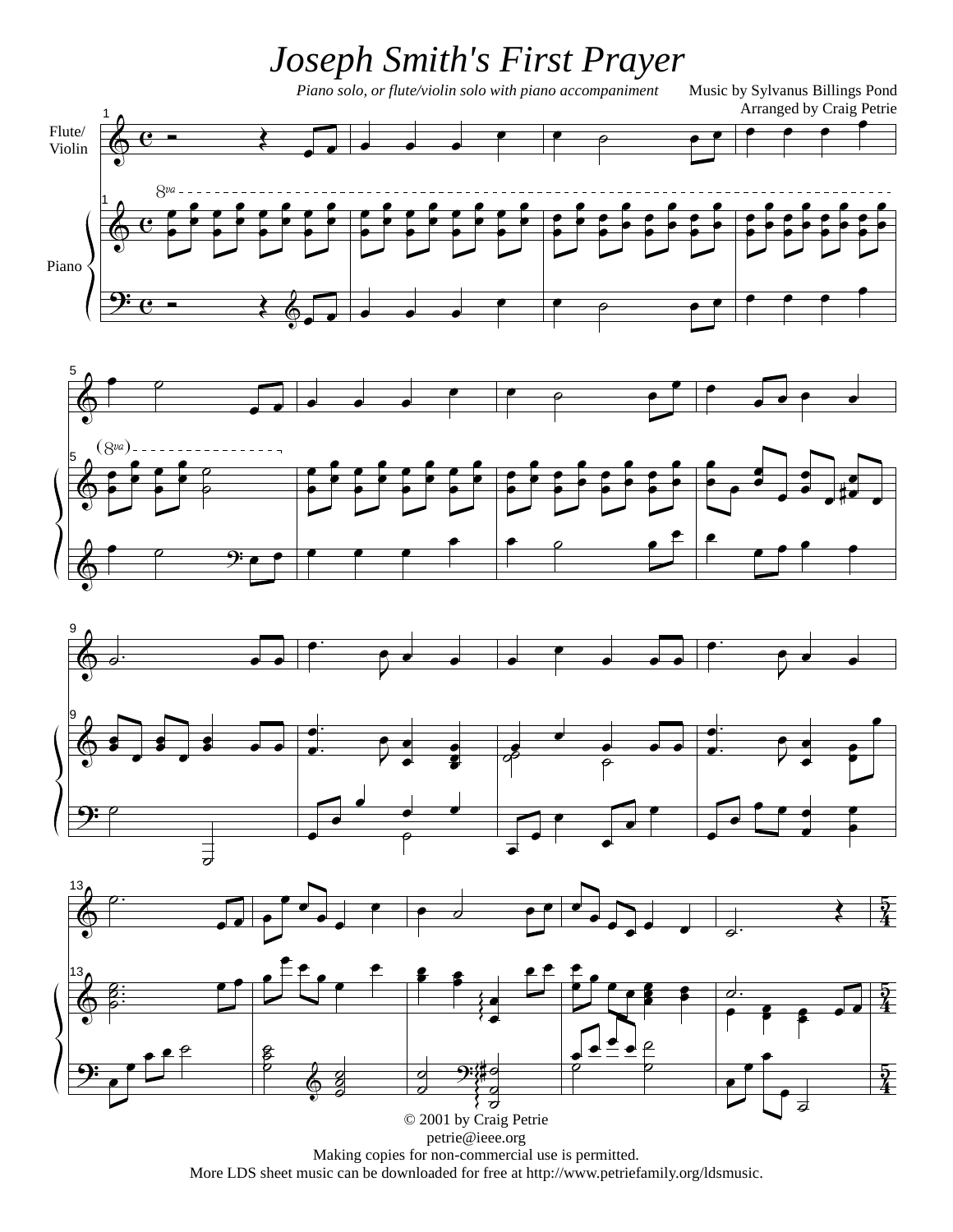# Joseph Smith's First Prayer

*Piano solo, or flute/violin solo with piano accompaniment*

Music by Sylvanus Billings Pond
Arranged by Craig Petrie

© 2001 by Craig Petrie
petrie@ieee.org
Making copies for non-commercial use is permitted.
More LDS sheet music can be downloaded for free at http://www.petriefamily.org/ldsmusic.